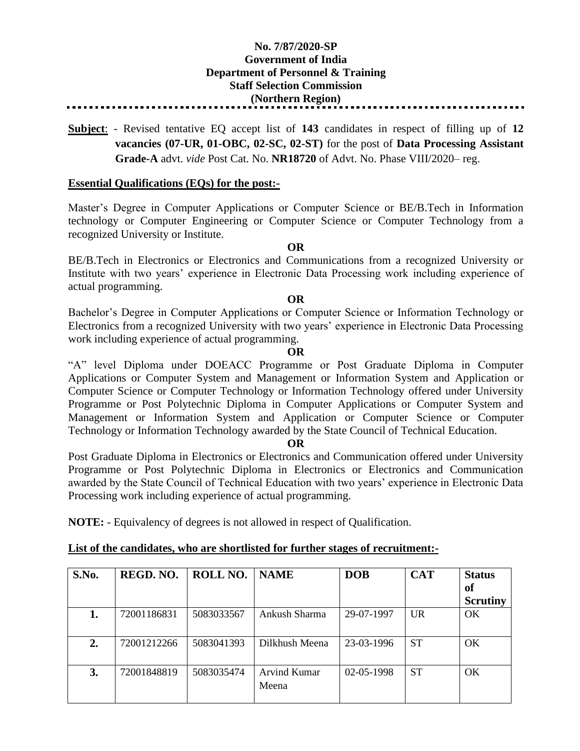**No. 7/87/2020-SP**
**Government of India**
**Department of Personnel & Training**
**Staff Selection Commission**
**(Northern Region)**

---

**Subject**: - Revised tentative EQ accept list of **143** candidates in respect of filling up of **12 vacancies (07-UR, 01-OBC, 02-SC, 02-ST)** for the post of **Data Processing Assistant Grade-A** advt. *vide* Post Cat. No. **NR18720** of Advt. No. Phase VIII/2020– reg.

**Essential Qualifications (EQs) for the post:-**

Master's Degree in Computer Applications or Computer Science or BE/B.Tech in Information technology or Computer Engineering or Computer Science or Computer Technology from a recognized University or Institute.

**OR**

BE/B.Tech in Electronics or Electronics and Communications from a recognized University or Institute with two years' experience in Electronic Data Processing work including experience of actual programming.

**OR**

Bachelor's Degree in Computer Applications or Computer Science or Information Technology or Electronics from a recognized University with two years' experience in Electronic Data Processing work including experience of actual programming.

**OR**

"A" level Diploma under DOEACC Programme or Post Graduate Diploma in Computer Applications or Computer System and Management or Information System and Application or Computer Science or Computer Technology or Information Technology offered under University Programme or Post Polytechnic Diploma in Computer Applications or Computer System and Management or Information System and Application or Computer Science or Computer Technology or Information Technology awarded by the State Council of Technical Education.

**OR**

Post Graduate Diploma in Electronics or Electronics and Communication offered under University Programme or Post Polytechnic Diploma in Electronics or Electronics and Communication awarded by the State Council of Technical Education with two years' experience in Electronic Data Processing work including experience of actual programming.

**NOTE:** - Equivalency of degrees is not allowed in respect of Qualification.

**List of the candidates, who are shortlisted for further stages of recruitment:-**

| S.No. | REGD. NO. | ROLL NO. | NAME | DOB | CAT | Status of Scrutiny |
|---|---|---|---|---|---|---|
| 1. | 72001186831 | 5083033567 | Ankush Sharma | 29-07-1997 | UR | OK |
| 2. | 72001212266 | 5083041393 | Dilkhush Meena | 23-03-1996 | ST | OK |
| 3. | 72001848819 | 5083035474 | Arvind Kumar Meena | 02-05-1998 | ST | OK |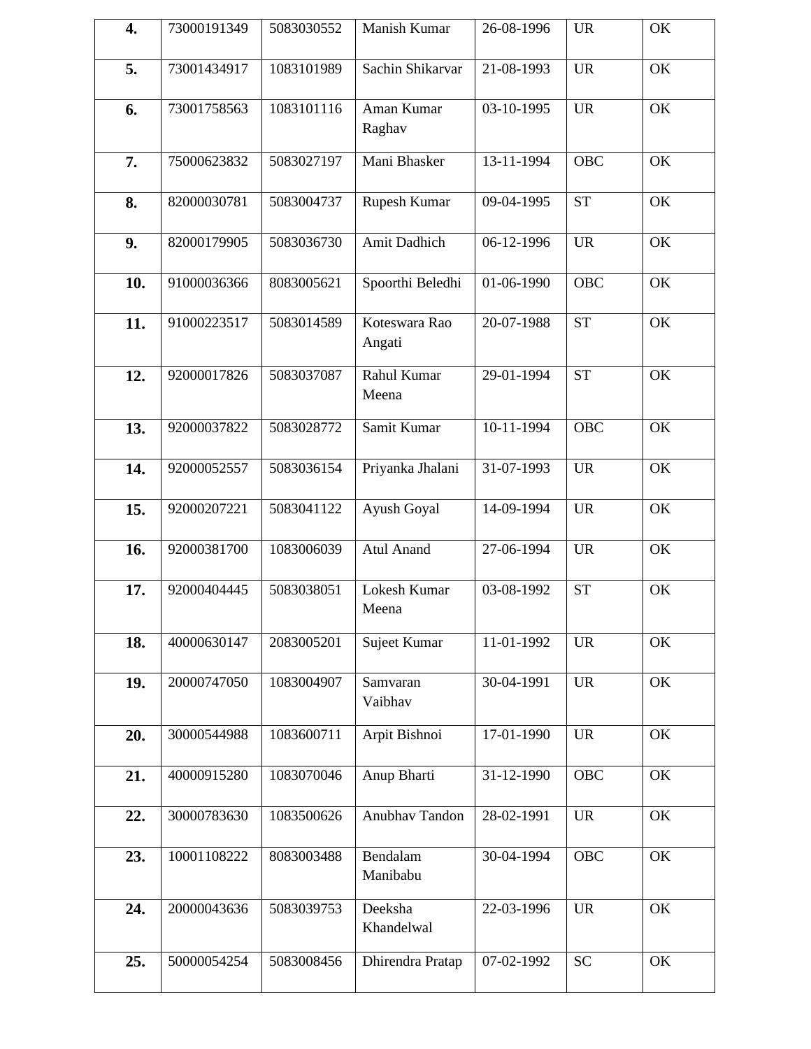| **4.** | 73000191349 | 5083030552 | Manish Kumar | 26-08-1996 | UR | OK |
|---|---|---|---|---|---|---|
| **5.** | 73001434917 | 1083101989 | Sachin Shikarvar | 21-08-1993 | UR | OK |
| **6.** | 73001758563 | 1083101116 | Aman Kumar Raghav | 03-10-1995 | UR | OK |
| **7.** | 75000623832 | 5083027197 | Mani Bhasker | 13-11-1994 | OBC | OK |
| **8.** | 82000030781 | 5083004737 | Rupesh Kumar | 09-04-1995 | ST | OK |
| **9.** | 82000179905 | 5083036730 | Amit Dadhich | 06-12-1996 | UR | OK |
| **10.** | 91000036366 | 8083005621 | Spoorthi Beledhi | 01-06-1990 | OBC | OK |
| **11.** | 91000223517 | 5083014589 | Koteswara Rao Angati | 20-07-1988 | ST | OK |
| **12.** | 92000017826 | 5083037087 | Rahul Kumar Meena | 29-01-1994 | ST | OK |
| **13.** | 92000037822 | 5083028772 | Samit Kumar | 10-11-1994 | OBC | OK |
| **14.** | 92000052557 | 5083036154 | Priyanka Jhalani | 31-07-1993 | UR | OK |
| **15.** | 92000207221 | 5083041122 | Ayush Goyal | 14-09-1994 | UR | OK |
| **16.** | 92000381700 | 1083006039 | Atul Anand | 27-06-1994 | UR | OK |
| **17.** | 92000404445 | 5083038051 | Lokesh Kumar Meena | 03-08-1992 | ST | OK |
| **18.** | 40000630147 | 2083005201 | Sujeet Kumar | 11-01-1992 | UR | OK |
| **19.** | 20000747050 | 1083004907 | Samvaran Vaibhav | 30-04-1991 | UR | OK |
| **20.** | 30000544988 | 1083600711 | Arpit Bishnoi | 17-01-1990 | UR | OK |
| **21.** | 40000915280 | 1083070046 | Anup Bharti | 31-12-1990 | OBC | OK |
| **22.** | 30000783630 | 1083500626 | Anubhav Tandon | 28-02-1991 | UR | OK |
| **23.** | 10001108222 | 8083003488 | Bendalam Manibabu | 30-04-1994 | OBC | OK |
| **24.** | 20000043636 | 5083039753 | Deeksha Khandelwal | 22-03-1996 | UR | OK |
| **25.** | 50000054254 | 5083008456 | Dhirendra Pratap | 07-02-1992 | SC | OK |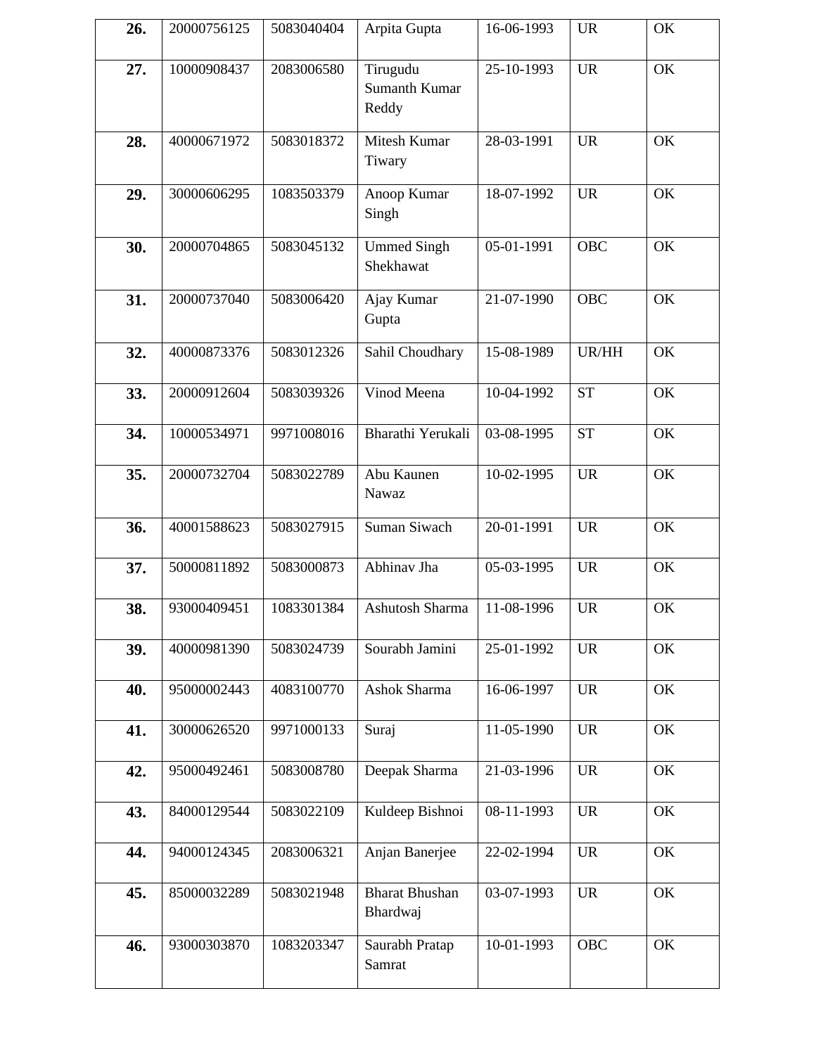| **26.** | 20000756125 | 5083040404 | Arpita Gupta | 16-06-1993 | UR | OK |
|---|---|---|---|---|---|---|
| **27.** | 10000908437 | 2083006580 | Tirugudu Sumanth Kumar Reddy | 25-10-1993 | UR | OK |
| **28.** | 40000671972 | 5083018372 | Mitesh Kumar Tiwary | 28-03-1991 | UR | OK |
| **29.** | 30000606295 | 1083503379 | Anoop Kumar Singh | 18-07-1992 | UR | OK |
| **30.** | 20000704865 | 5083045132 | Ummed Singh Shekhawat | 05-01-1991 | OBC | OK |
| **31.** | 20000737040 | 5083006420 | Ajay Kumar Gupta | 21-07-1990 | OBC | OK |
| **32.** | 40000873376 | 5083012326 | Sahil Choudhary | 15-08-1989 | UR/HH | OK |
| **33.** | 20000912604 | 5083039326 | Vinod Meena | 10-04-1992 | ST | OK |
| **34.** | 10000534971 | 9971008016 | Bharathi Yerukali | 03-08-1995 | ST | OK |
| **35.** | 20000732704 | 5083022789 | Abu Kaunen Nawaz | 10-02-1995 | UR | OK |
| **36.** | 40001588623 | 5083027915 | Suman Siwach | 20-01-1991 | UR | OK |
| **37.** | 50000811892 | 5083000873 | Abhinav Jha | 05-03-1995 | UR | OK |
| **38.** | 93000409451 | 1083301384 | Ashutosh Sharma | 11-08-1996 | UR | OK |
| **39.** | 40000981390 | 5083024739 | Sourabh Jamini | 25-01-1992 | UR | OK |
| **40.** | 95000002443 | 4083100770 | Ashok Sharma | 16-06-1997 | UR | OK |
| **41.** | 30000626520 | 9971000133 | Suraj | 11-05-1990 | UR | OK |
| **42.** | 95000492461 | 5083008780 | Deepak Sharma | 21-03-1996 | UR | OK |
| **43.** | 84000129544 | 5083022109 | Kuldeep Bishnoi | 08-11-1993 | UR | OK |
| **44.** | 94000124345 | 2083006321 | Anjan Banerjee | 22-02-1994 | UR | OK |
| **45.** | 85000032289 | 5083021948 | Bharat Bhushan Bhardwaj | 03-07-1993 | UR | OK |
| **46.** | 93000303870 | 1083203347 | Saurabh Pratap Samrat | 10-01-1993 | OBC | OK |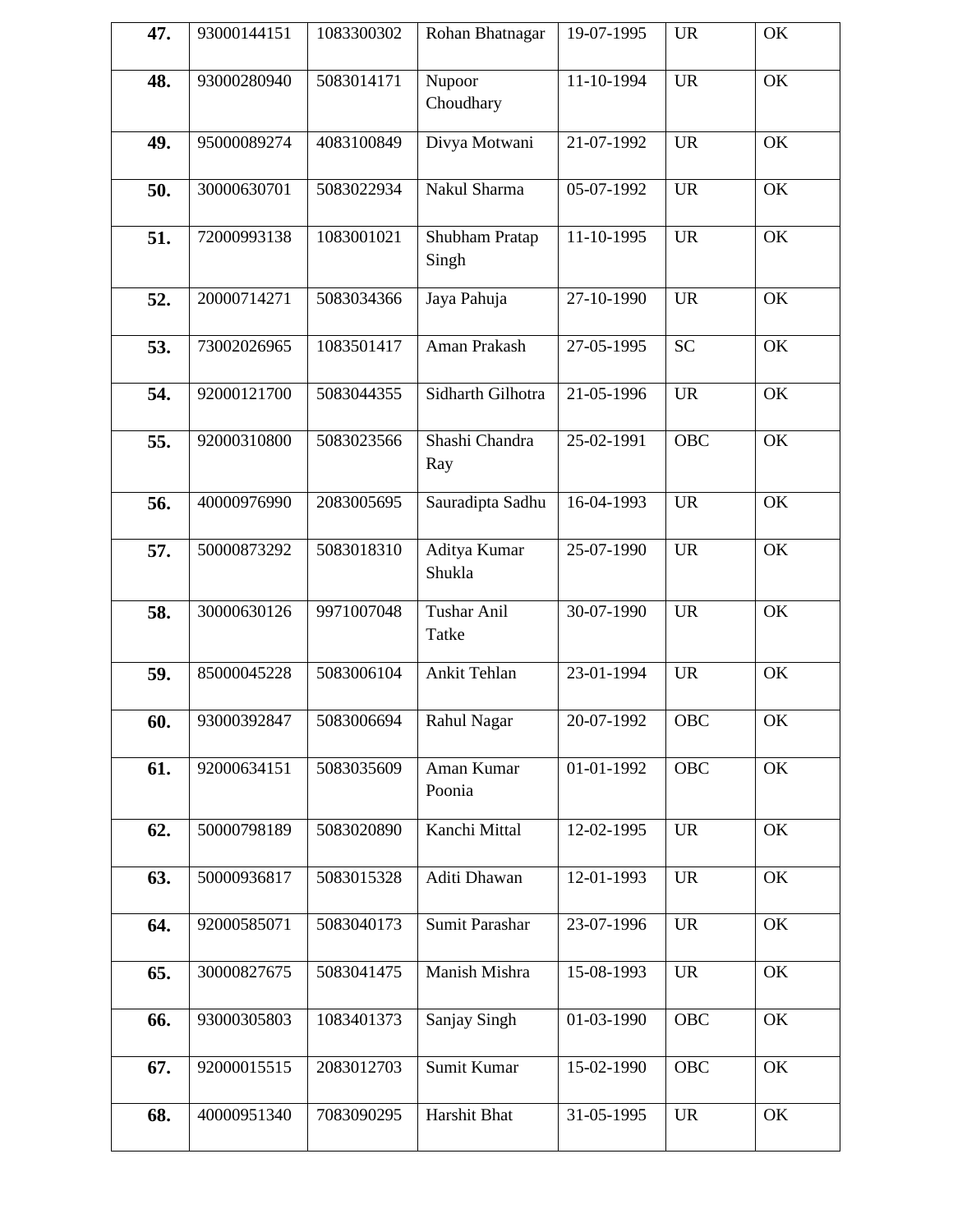| | | | | | | |
|---|---|---|---|---|---|---|
| **47.** | 93000144151 | 1083300302 | Rohan Bhatnagar | 19-07-1995 | UR | OK |
| **48.** | 93000280940 | 5083014171 | Nupoor Choudhary | 11-10-1994 | UR | OK |
| **49.** | 95000089274 | 4083100849 | Divya Motwani | 21-07-1992 | UR | OK |
| **50.** | 30000630701 | 5083022934 | Nakul Sharma | 05-07-1992 | UR | OK |
| **51.** | 72000993138 | 1083001021 | Shubham Pratap Singh | 11-10-1995 | UR | OK |
| **52.** | 20000714271 | 5083034366 | Jaya Pahuja | 27-10-1990 | UR | OK |
| **53.** | 73002026965 | 1083501417 | Aman Prakash | 27-05-1995 | SC | OK |
| **54.** | 92000121700 | 5083044355 | Sidharth Gilhotra | 21-05-1996 | UR | OK |
| **55.** | 92000310800 | 5083023566 | Shashi Chandra Ray | 25-02-1991 | OBC | OK |
| **56.** | 40000976990 | 2083005695 | Sauradipta Sadhu | 16-04-1993 | UR | OK |
| **57.** | 50000873292 | 5083018310 | Aditya Kumar Shukla | 25-07-1990 | UR | OK |
| **58.** | 30000630126 | 9971007048 | Tushar Anil Tatke | 30-07-1990 | UR | OK |
| **59.** | 85000045228 | 5083006104 | Ankit Tehlan | 23-01-1994 | UR | OK |
| **60.** | 93000392847 | 5083006694 | Rahul Nagar | 20-07-1992 | OBC | OK |
| **61.** | 92000634151 | 5083035609 | Aman Kumar Poonia | 01-01-1992 | OBC | OK |
| **62.** | 50000798189 | 5083020890 | Kanchi Mittal | 12-02-1995 | UR | OK |
| **63.** | 50000936817 | 5083015328 | Aditi Dhawan | 12-01-1993 | UR | OK |
| **64.** | 92000585071 | 5083040173 | Sumit Parashar | 23-07-1996 | UR | OK |
| **65.** | 30000827675 | 5083041475 | Manish Mishra | 15-08-1993 | UR | OK |
| **66.** | 93000305803 | 1083401373 | Sanjay Singh | 01-03-1990 | OBC | OK |
| **67.** | 92000015515 | 2083012703 | Sumit Kumar | 15-02-1990 | OBC | OK |
| **68.** | 40000951340 | 7083090295 | Harshit Bhat | 31-05-1995 | UR | OK |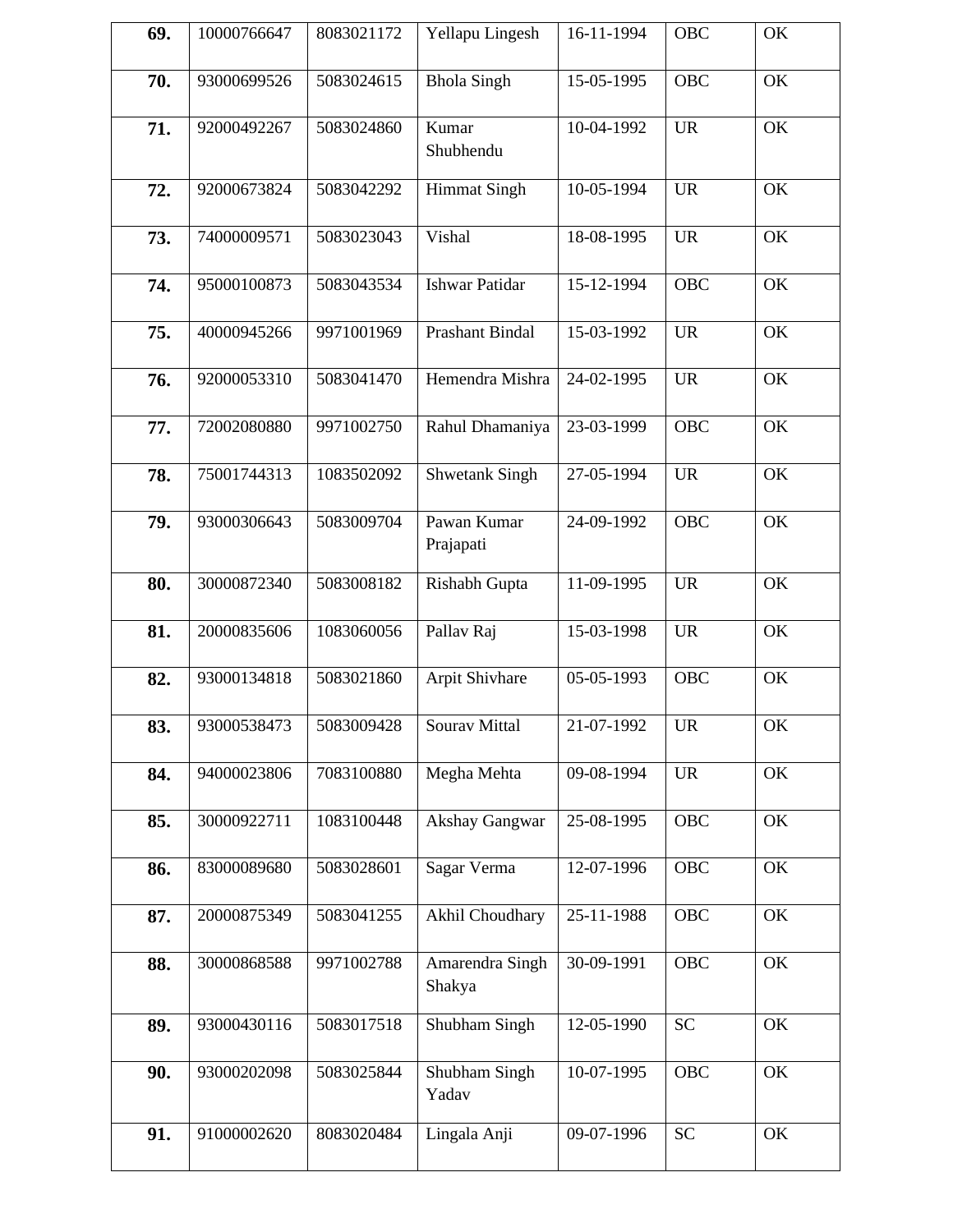| **69.** | 10000766647 | 8083021172 | Yellapu Lingesh | 16-11-1994 | OBC | OK |
|---|---|---|---|---|---|---|
| **70.** | 93000699526 | 5083024615 | Bhola Singh | 15-05-1995 | OBC | OK |
| **71.** | 92000492267 | 5083024860 | Kumar Shubhendu | 10-04-1992 | UR | OK |
| **72.** | 92000673824 | 5083042292 | Himmat Singh | 10-05-1994 | UR | OK |
| **73.** | 74000009571 | 5083023043 | Vishal | 18-08-1995 | UR | OK |
| **74.** | 95000100873 | 5083043534 | Ishwar Patidar | 15-12-1994 | OBC | OK |
| **75.** | 40000945266 | 9971001969 | Prashant Bindal | 15-03-1992 | UR | OK |
| **76.** | 92000053310 | 5083041470 | Hemendra Mishra | 24-02-1995 | UR | OK |
| **77.** | 72002080880 | 9971002750 | Rahul Dhamaniya | 23-03-1999 | OBC | OK |
| **78.** | 75001744313 | 1083502092 | Shwetank Singh | 27-05-1994 | UR | OK |
| **79.** | 93000306643 | 5083009704 | Pawan Kumar Prajapati | 24-09-1992 | OBC | OK |
| **80.** | 30000872340 | 5083008182 | Rishabh Gupta | 11-09-1995 | UR | OK |
| **81.** | 20000835606 | 1083060056 | Pallav Raj | 15-03-1998 | UR | OK |
| **82.** | 93000134818 | 5083021860 | Arpit Shivhare | 05-05-1993 | OBC | OK |
| **83.** | 93000538473 | 5083009428 | Sourav Mittal | 21-07-1992 | UR | OK |
| **84.** | 94000023806 | 7083100880 | Megha Mehta | 09-08-1994 | UR | OK |
| **85.** | 30000922711 | 1083100448 | Akshay Gangwar | 25-08-1995 | OBC | OK |
| **86.** | 83000089680 | 5083028601 | Sagar Verma | 12-07-1996 | OBC | OK |
| **87.** | 20000875349 | 5083041255 | Akhil Choudhary | 25-11-1988 | OBC | OK |
| **88.** | 30000868588 | 9971002788 | Amarendra Singh Shakya | 30-09-1991 | OBC | OK |
| **89.** | 93000430116 | 5083017518 | Shubham Singh | 12-05-1990 | SC | OK |
| **90.** | 93000202098 | 5083025844 | Shubham Singh Yadav | 10-07-1995 | OBC | OK |
| **91.** | 91000002620 | 8083020484 | Lingala Anji | 09-07-1996 | SC | OK |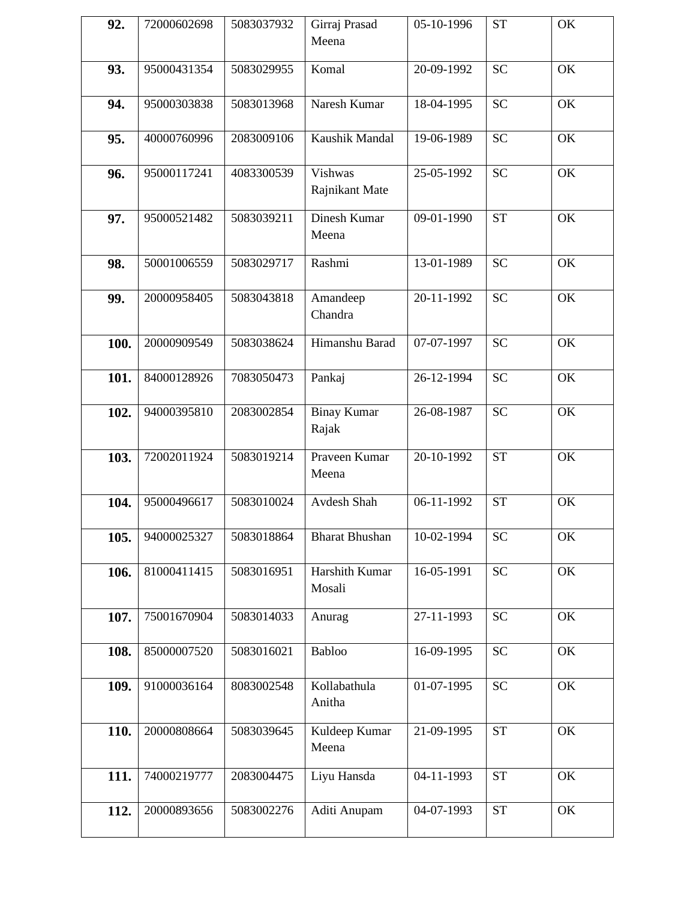| | | | | | | |
|---|---|---|---|---|---|---|
| **92.** | 72000602698 | 5083037932 | Girraj Prasad Meena | 05-10-1996 | ST | OK |
| **93.** | 95000431354 | 5083029955 | Komal | 20-09-1992 | SC | OK |
| **94.** | 95000303838 | 5083013968 | Naresh Kumar | 18-04-1995 | SC | OK |
| **95.** | 40000760996 | 2083009106 | Kaushik Mandal | 19-06-1989 | SC | OK |
| **96.** | 95000117241 | 4083300539 | Vishwas Rajnikant Mate | 25-05-1992 | SC | OK |
| **97.** | 95000521482 | 5083039211 | Dinesh Kumar Meena | 09-01-1990 | ST | OK |
| **98.** | 50001006559 | 5083029717 | Rashmi | 13-01-1989 | SC | OK |
| **99.** | 20000958405 | 5083043818 | Amandeep Chandra | 20-11-1992 | SC | OK |
| **100.** | 20000909549 | 5083038624 | Himanshu Barad | 07-07-1997 | SC | OK |
| **101.** | 84000128926 | 7083050473 | Pankaj | 26-12-1994 | SC | OK |
| **102.** | 94000395810 | 2083002854 | Binay Kumar Rajak | 26-08-1987 | SC | OK |
| **103.** | 72002011924 | 5083019214 | Praveen Kumar Meena | 20-10-1992 | ST | OK |
| **104.** | 95000496617 | 5083010024 | Avdesh Shah | 06-11-1992 | ST | OK |
| **105.** | 94000025327 | 5083018864 | Bharat Bhushan | 10-02-1994 | SC | OK |
| **106.** | 81000411415 | 5083016951 | Harshith Kumar Mosali | 16-05-1991 | SC | OK |
| **107.** | 75001670904 | 5083014033 | Anurag | 27-11-1993 | SC | OK |
| **108.** | 85000007520 | 5083016021 | Babloo | 16-09-1995 | SC | OK |
| **109.** | 91000036164 | 8083002548 | Kollabathula Anitha | 01-07-1995 | SC | OK |
| **110.** | 20000808664 | 5083039645 | Kuldeep Kumar Meena | 21-09-1995 | ST | OK |
| **111.** | 74000219777 | 2083004475 | Liyu Hansda | 04-11-1993 | ST | OK |
| **112.** | 20000893656 | 5083002276 | Aditi Anupam | 04-07-1993 | ST | OK |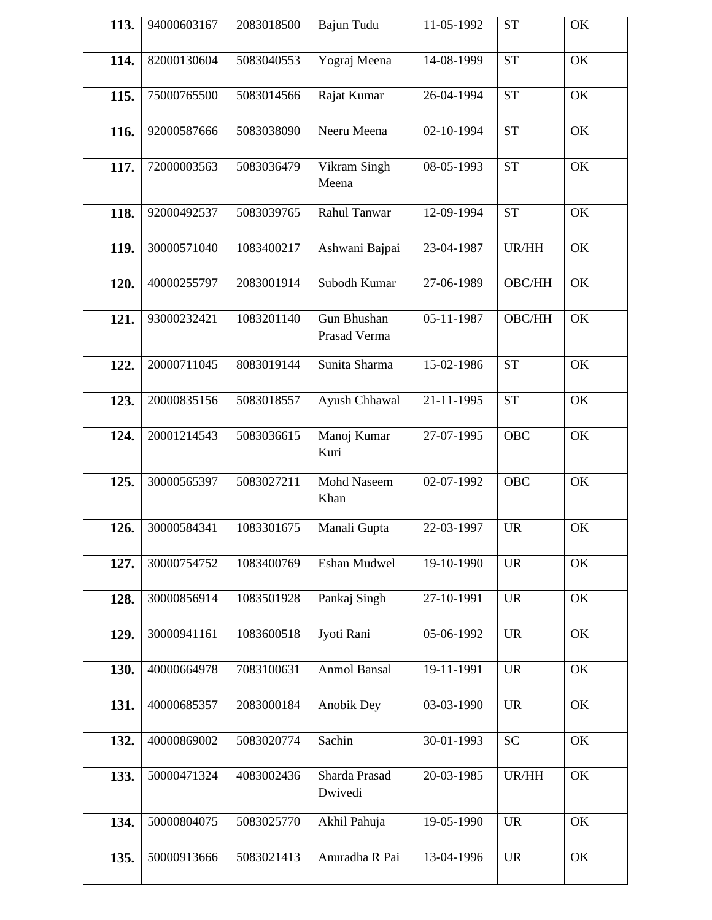| **113.** | 94000603167 | 2083018500 | Bajun Tudu | 11-05-1992 | ST | OK |
|---|---|---|---|---|---|---|
| **114.** | 82000130604 | 5083040553 | Yograj Meena | 14-08-1999 | ST | OK |
| **115.** | 75000765500 | 5083014566 | Rajat Kumar | 26-04-1994 | ST | OK |
| **116.** | 92000587666 | 5083038090 | Neeru Meena | 02-10-1994 | ST | OK |
| **117.** | 72000003563 | 5083036479 | Vikram Singh Meena | 08-05-1993 | ST | OK |
| **118.** | 92000492537 | 5083039765 | Rahul Tanwar | 12-09-1994 | ST | OK |
| **119.** | 30000571040 | 1083400217 | Ashwani Bajpai | 23-04-1987 | UR/HH | OK |
| **120.** | 40000255797 | 2083001914 | Subodh Kumar | 27-06-1989 | OBC/HH | OK |
| **121.** | 93000232421 | 1083201140 | Gun Bhushan Prasad Verma | 05-11-1987 | OBC/HH | OK |
| **122.** | 20000711045 | 8083019144 | Sunita Sharma | 15-02-1986 | ST | OK |
| **123.** | 20000835156 | 5083018557 | Ayush Chhawal | 21-11-1995 | ST | OK |
| **124.** | 20001214543 | 5083036615 | Manoj Kumar Kuri | 27-07-1995 | OBC | OK |
| **125.** | 30000565397 | 5083027211 | Mohd Naseem Khan | 02-07-1992 | OBC | OK |
| **126.** | 30000584341 | 1083301675 | Manali Gupta | 22-03-1997 | UR | OK |
| **127.** | 30000754752 | 1083400769 | Eshan Mudwel | 19-10-1990 | UR | OK |
| **128.** | 30000856914 | 1083501928 | Pankaj Singh | 27-10-1991 | UR | OK |
| **129.** | 30000941161 | 1083600518 | Jyoti Rani | 05-06-1992 | UR | OK |
| **130.** | 40000664978 | 7083100631 | Anmol Bansal | 19-11-1991 | UR | OK |
| **131.** | 40000685357 | 2083000184 | Anobik Dey | 03-03-1990 | UR | OK |
| **132.** | 40000869002 | 5083020774 | Sachin | 30-01-1993 | SC | OK |
| **133.** | 50000471324 | 4083002436 | Sharda Prasad Dwivedi | 20-03-1985 | UR/HH | OK |
| **134.** | 50000804075 | 5083025770 | Akhil Pahuja | 19-05-1990 | UR | OK |
| **135.** | 50000913666 | 5083021413 | Anuradha R Pai | 13-04-1996 | UR | OK |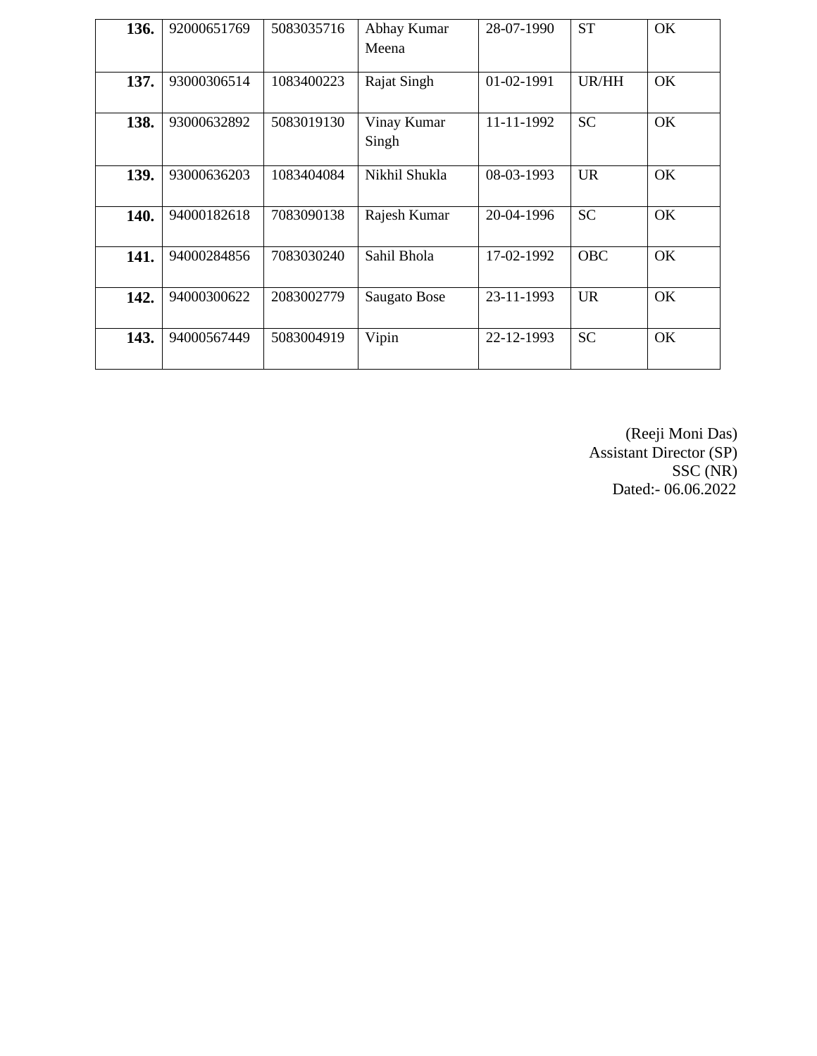| | | | | | | |
|---|---|---|---|---|---|---|
| **136.** | 92000651769 | 5083035716 | Abhay Kumar Meena | 28-07-1990 | ST | OK |
| **137.** | 93000306514 | 1083400223 | Rajat Singh | 01-02-1991 | UR/HH | OK |
| **138.** | 93000632892 | 5083019130 | Vinay Kumar Singh | 11-11-1992 | SC | OK |
| **139.** | 93000636203 | 1083404084 | Nikhil Shukla | 08-03-1993 | UR | OK |
| **140.** | 94000182618 | 7083090138 | Rajesh Kumar | 20-04-1996 | SC | OK |
| **141.** | 94000284856 | 7083030240 | Sahil Bhola | 17-02-1992 | OBC | OK |
| **142.** | 94000300622 | 2083002779 | Saugato Bose | 23-11-1993 | UR | OK |
| **143.** | 94000567449 | 5083004919 | Vipin | 22-12-1993 | SC | OK |

(Reeji Moni Das)
Assistant Director (SP)
SSC (NR)
Dated:- 06.06.2022